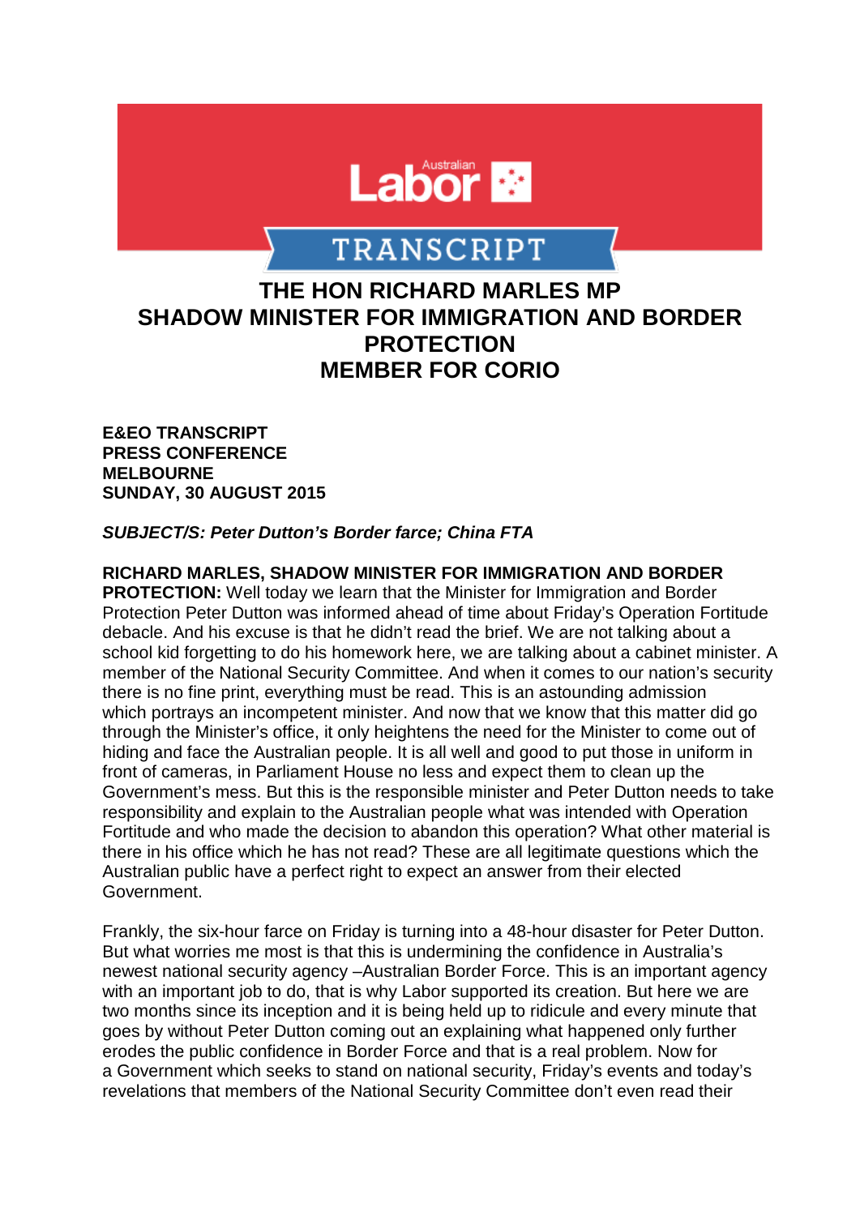Labor

TRANSCRIPT

# THE HON RICHARD MARLES MP
# SHADOW MINISTER FOR IMMIGRATION AND BORDER PROTECTION
# MEMBER FOR CORIO

**E&EO TRANSCRIPT**
**PRESS CONFERENCE**
**MELBOURNE**
**SUNDAY, 30 AUGUST 2015**

***SUBJECT/S: Peter Dutton's Border farce; China FTA***

**RICHARD MARLES, SHADOW MINISTER FOR IMMIGRATION AND BORDER PROTECTION:** Well today we learn that the Minister for Immigration and Border Protection Peter Dutton was informed ahead of time about Friday's Operation Fortitude debacle. And his excuse is that he didn't read the brief. We are not talking about a school kid forgetting to do his homework here, we are talking about a cabinet minister. A member of the National Security Committee. And when it comes to our nation's security there is no fine print, everything must be read. This is an astounding admission which portrays an incompetent minister. And now that we know that this matter did go through the Minister's office, it only heightens the need for the Minister to come out of hiding and face the Australian people. It is all well and good to put those in uniform in front of cameras, in Parliament House no less and expect them to clean up the Government's mess. But this is the responsible minister and Peter Dutton needs to take responsibility and explain to the Australian people what was intended with Operation Fortitude and who made the decision to abandon this operation? What other material is there in his office which he has not read? These are all legitimate questions which the Australian public have a perfect right to expect an answer from their elected Government.

Frankly, the six-hour farce on Friday is turning into a 48-hour disaster for Peter Dutton. But what worries me most is that this is undermining the confidence in Australia's newest national security agency –Australian Border Force. This is an important agency with an important job to do, that is why Labor supported its creation. But here we are two months since its inception and it is being held up to ridicule and every minute that goes by without Peter Dutton coming out an explaining what happened only further erodes the public confidence in Border Force and that is a real problem. Now for a Government which seeks to stand on national security, Friday's events and today's revelations that members of the National Security Committee don't even read their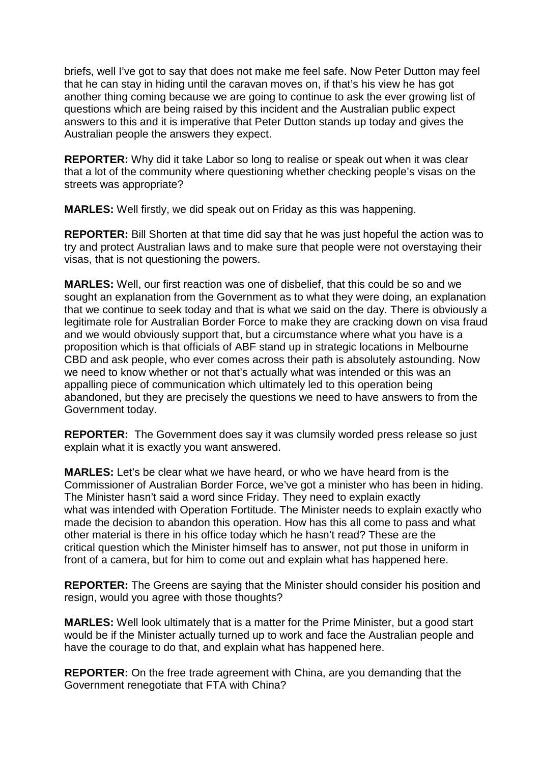briefs, well I've got to say that does not make me feel safe. Now Peter Dutton may feel that he can stay in hiding until the caravan moves on, if that's his view he has got another thing coming because we are going to continue to ask the ever growing list of questions which are being raised by this incident and the Australian public expect answers to this and it is imperative that Peter Dutton stands up today and gives the Australian people the answers they expect.

**REPORTER:** Why did it take Labor so long to realise or speak out when it was clear that a lot of the community where questioning whether checking people's visas on the streets was appropriate?

**MARLES:** Well firstly, we did speak out on Friday as this was happening.

**REPORTER:** Bill Shorten at that time did say that he was just hopeful the action was to try and protect Australian laws and to make sure that people were not overstaying their visas, that is not questioning the powers.

**MARLES:** Well, our first reaction was one of disbelief, that this could be so and we sought an explanation from the Government as to what they were doing, an explanation that we continue to seek today and that is what we said on the day. There is obviously a legitimate role for Australian Border Force to make they are cracking down on visa fraud and we would obviously support that, but a circumstance where what you have is a proposition which is that officials of ABF stand up in strategic locations in Melbourne CBD and ask people, who ever comes across their path is absolutely astounding. Now we need to know whether or not that's actually what was intended or this was an appalling piece of communication which ultimately led to this operation being abandoned, but they are precisely the questions we need to have answers to from the Government today.

**REPORTER:** The Government does say it was clumsily worded press release so just explain what it is exactly you want answered.

**MARLES:** Let's be clear what we have heard, or who we have heard from is the Commissioner of Australian Border Force, we've got a minister who has been in hiding. The Minister hasn't said a word since Friday. They need to explain exactly what was intended with Operation Fortitude. The Minister needs to explain exactly who made the decision to abandon this operation. How has this all come to pass and what other material is there in his office today which he hasn't read? These are the critical question which the Minister himself has to answer, not put those in uniform in front of a camera, but for him to come out and explain what has happened here.

**REPORTER:** The Greens are saying that the Minister should consider his position and resign, would you agree with those thoughts?

**MARLES:** Well look ultimately that is a matter for the Prime Minister, but a good start would be if the Minister actually turned up to work and face the Australian people and have the courage to do that, and explain what has happened here.

**REPORTER:** On the free trade agreement with China, are you demanding that the Government renegotiate that FTA with China?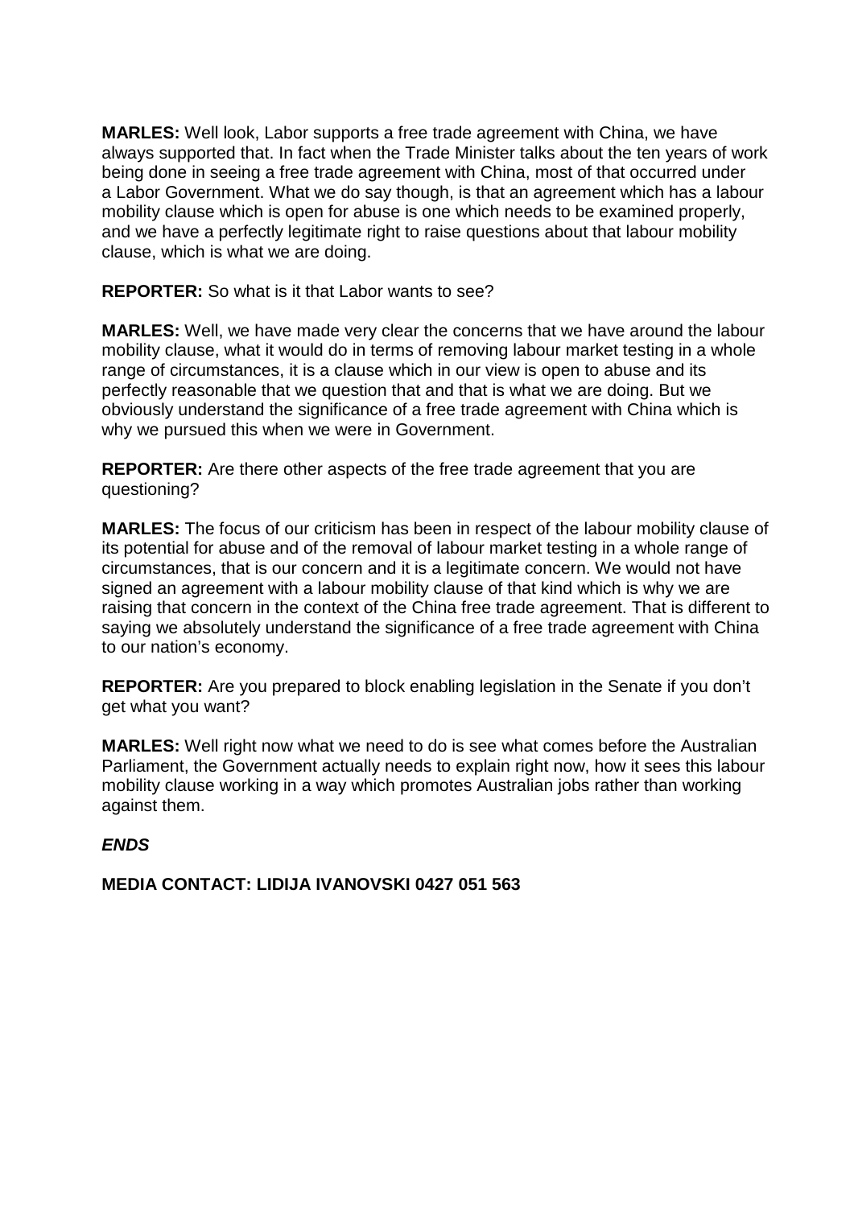**MARLES:** Well look, Labor supports a free trade agreement with China, we have always supported that. In fact when the Trade Minister talks about the ten years of work being done in seeing a free trade agreement with China, most of that occurred under a Labor Government. What we do say though, is that an agreement which has a labour mobility clause which is open for abuse is one which needs to be examined properly, and we have a perfectly legitimate right to raise questions about that labour mobility clause, which is what we are doing.

**REPORTER:** So what is it that Labor wants to see?

**MARLES:** Well, we have made very clear the concerns that we have around the labour mobility clause, what it would do in terms of removing labour market testing in a whole range of circumstances, it is a clause which in our view is open to abuse and its perfectly reasonable that we question that and that is what we are doing. But we obviously understand the significance of a free trade agreement with China which is why we pursued this when we were in Government.

**REPORTER:** Are there other aspects of the free trade agreement that you are questioning?

**MARLES:** The focus of our criticism has been in respect of the labour mobility clause of its potential for abuse and of the removal of labour market testing in a whole range of circumstances, that is our concern and it is a legitimate concern. We would not have signed an agreement with a labour mobility clause of that kind which is why we are raising that concern in the context of the China free trade agreement. That is different to saying we absolutely understand the significance of a free trade agreement with China to our nation's economy.

**REPORTER:** Are you prepared to block enabling legislation in the Senate if you don't get what you want?

**MARLES:** Well right now what we need to do is see what comes before the Australian Parliament, the Government actually needs to explain right now, how it sees this labour mobility clause working in a way which promotes Australian jobs rather than working against them.

***ENDS***

**MEDIA CONTACT: LIDIJA IVANOVSKI 0427 051 563**